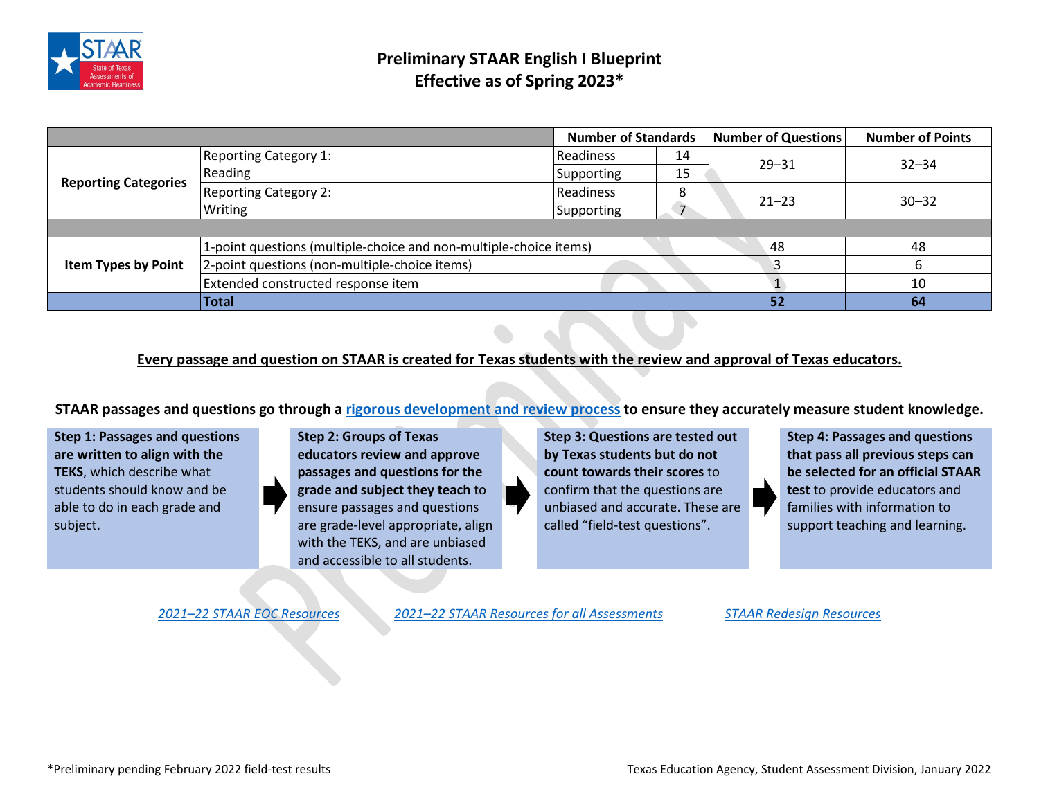# Preliminary STAAR English I Blueprint
## Effective as of Spring 2023*

| | | Number of Standards | | Number of Questions | Number of Points |
|---|---|---|---|---|---|
| **Reporting Categories** | Reporting Category 1: Reading | Readiness | 14 | 29–31 | 32–34 |
| | | Supporting | 15 | | |
| | Reporting Category 2: Writing | Readiness | 8 | 21–23 | 30–32 |
| | | Supporting | 7 | | |
| **Item Types by Point** | 1-point questions (multiple-choice and non-multiple-choice items) | | | 48 | 48 |
| | 2-point questions (non-multiple-choice items) | | | 3 | 6 |
| | Extended constructed response item | | | 1 | 10 |
| | **Total** | | | **52** | **64** |

**Every passage and question on STAAR is created for Texas students with the review and approval of Texas educators.**

**STAAR passages and questions go through a rigorous development and review process to ensure they accurately measure student knowledge.**

**Step 1: Passages and questions are written to align with the TEKS**, which describe what students should know and be able to do in each grade and subject.

**Step 2: Groups of Texas educators review and approve passages and questions for the grade and subject they teach** to ensure passages and questions are grade-level appropriate, align with the TEKS, and are unbiased and accessible to all students.

**Step 3: Questions are tested out by Texas students but do not count towards their scores** to confirm that the questions are unbiased and accurate. These are called "field-test questions".

**Step 4: Passages and questions that pass all previous steps can be selected for an official STAAR test** to provide educators and families with information to support teaching and learning.

*2021–22 STAAR EOC Resources* | *2021–22 STAAR Resources for all Assessments* | *STAAR Redesign Resources*

*Preliminary pending February 2022 field-test results

Texas Education Agency, Student Assessment Division, January 2022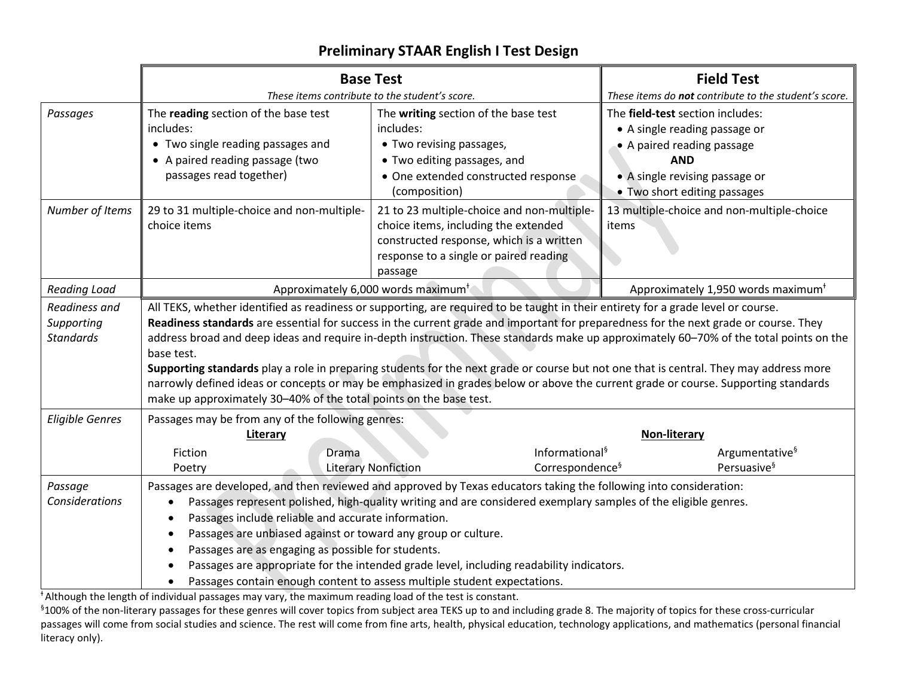# Preliminary STAAR English I Test Design

| | Base Test<br>*These items contribute to the student's score.* | | Field Test<br>*These items do **not** contribute to the student's score.* |
|---|---|---|---|
| *Passages* | The **reading** section of the base test includes:<br>• Two single reading passages and<br>• A paired reading passage (two passages read together) | The **writing** section of the base test includes:<br>• Two revising passages,<br>• Two editing passages, and<br>• One extended constructed response (composition) | The **field-test** section includes:<br>• A single reading passage or<br>• A paired reading passage<br>**AND**<br>• A single revising passage or<br>• Two short editing passages |
| *Number of Items* | 29 to 31 multiple-choice and non-multiple-choice items | 21 to 23 multiple-choice and non-multiple-choice items, including the extended constructed response, which is a written response to a single or paired reading passage | 13 multiple-choice and non-multiple-choice items |
| *Reading Load* | Approximately 6,000 words maximum[ǂ] | | Approximately 1,950 words maximum[ǂ] |
| *Readiness and Supporting Standards* | All TEKS, whether identified as readiness or supporting, are required to be taught in their entirety for a grade level or course.<br>**Readiness standards** are essential for success in the current grade and important for preparedness for the next grade or course. They address broad and deep ideas and require in-depth instruction. These standards make up approximately 60–70% of the total points on the base test.<br>**Supporting standards** play a role in preparing students for the next grade or course but not one that is central. They may address more narrowly defined ideas or concepts or may be emphasized in grades below or above the current grade or course. Supporting standards make up approximately 30–40% of the total points on the base test. | | |
| *Eligible Genres* | Passages may be from any of the following genres:<br>**Literary**: Fiction, Drama, Poetry, Literary Nonfiction<br>**Non-literary**: Informational[§], Argumentative[§], Correspondence[§], Persuasive[§] | | |
| *Passage Considerations* | Passages are developed, and then reviewed and approved by Texas educators taking the following into consideration:<br>• Passages represent polished, high-quality writing and are considered exemplary samples of the eligible genres.<br>• Passages include reliable and accurate information.<br>• Passages are unbiased against or toward any group or culture.<br>• Passages are as engaging as possible for students.<br>• Passages are appropriate for the intended grade level, including readability indicators.<br>• Passages contain enough content to assess multiple student expectations. | | |

[ǂ] Although the length of individual passages may vary, the maximum reading load of the test is constant.

[§] 100% of the non-literary passages for these genres will cover topics from subject area TEKS up to and including grade 8. The majority of topics for these cross-curricular passages will come from social studies and science. The rest will come from fine arts, health, physical education, technology applications, and mathematics (personal financial literacy only).